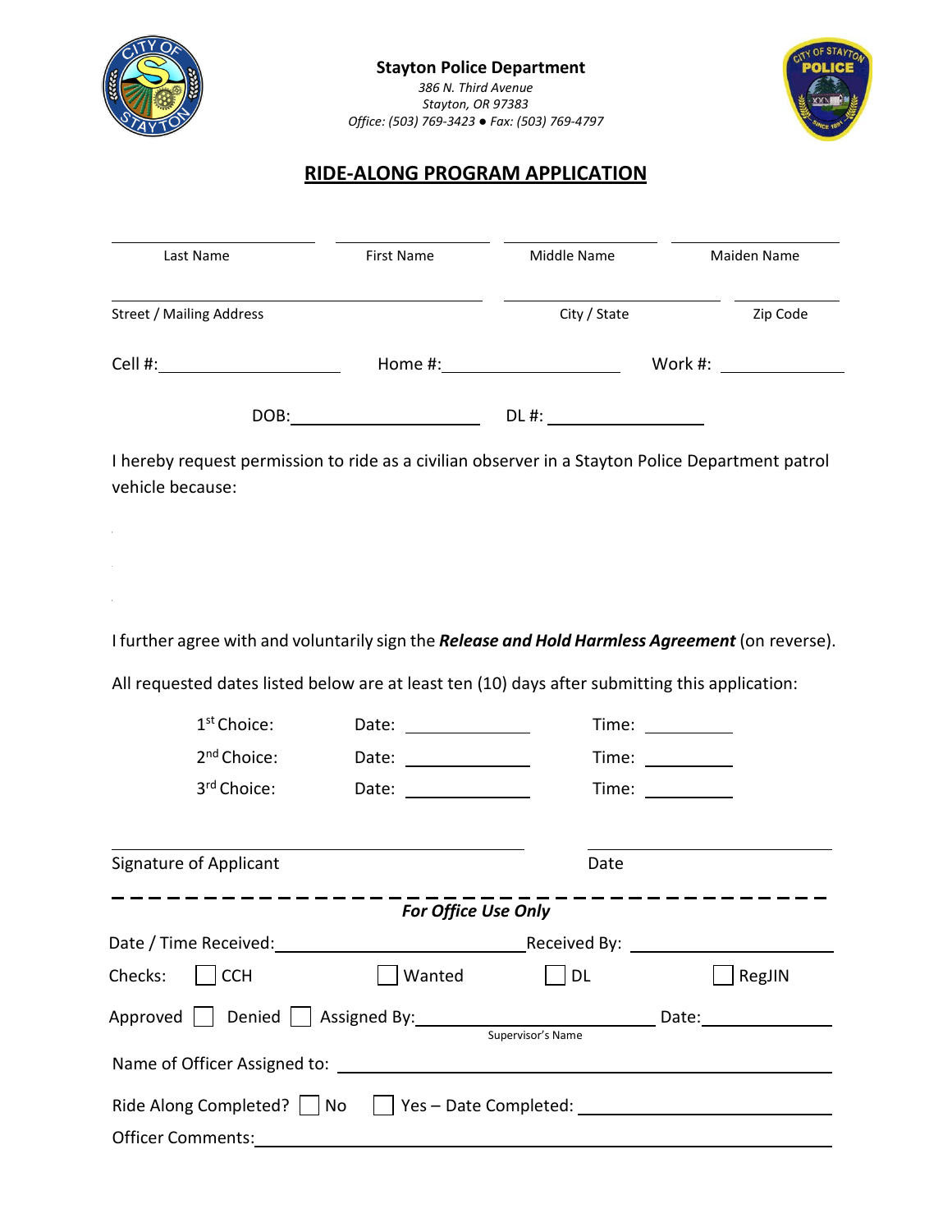**Stayton Police Department**

*386 N. Third Avenue*
*Stayton, OR 97383*
*Office: (503) 769-3423 ● Fax: (503) 769-4797*

# RIDE-ALONG PROGRAM APPLICATION

| Last Name | First Name | Middle Name | Maiden Name |
|---|---|---|---|
| | | | |

| Street / Mailing Address | City / State | Zip Code |
|---|---|---|
| | | |

Cell #:____________________ Home #:____________________ Work #:____________________

DOB:____________________ DL #:____________________

I hereby request permission to ride as a civilian observer in a Stayton Police Department patrol vehicle because:

I further agree with and voluntarily sign the ***Release and Hold Harmless Agreement*** (on reverse).

All requested dates listed below are at least ten (10) days after submitting this application:

| | Date | Time |
|---|---|---|
| 1st Choice: | | |
| 2nd Choice: | | |
| 3rd Choice: | | |

Signature of Applicant ____________________ Date ____________________

---

***For Office Use Only***

Date / Time Received:____________________ Received By:____________________

Checks: ☐ CCH ☐ Wanted ☐ DL ☐ RegJIN

Approved ☐ Denied ☐ Assigned By:____________________ Date:____________________
Supervisor's Name

Name of Officer Assigned to:____________________

Ride Along Completed? ☐ No ☐ Yes – Date Completed:____________________

Officer Comments:____________________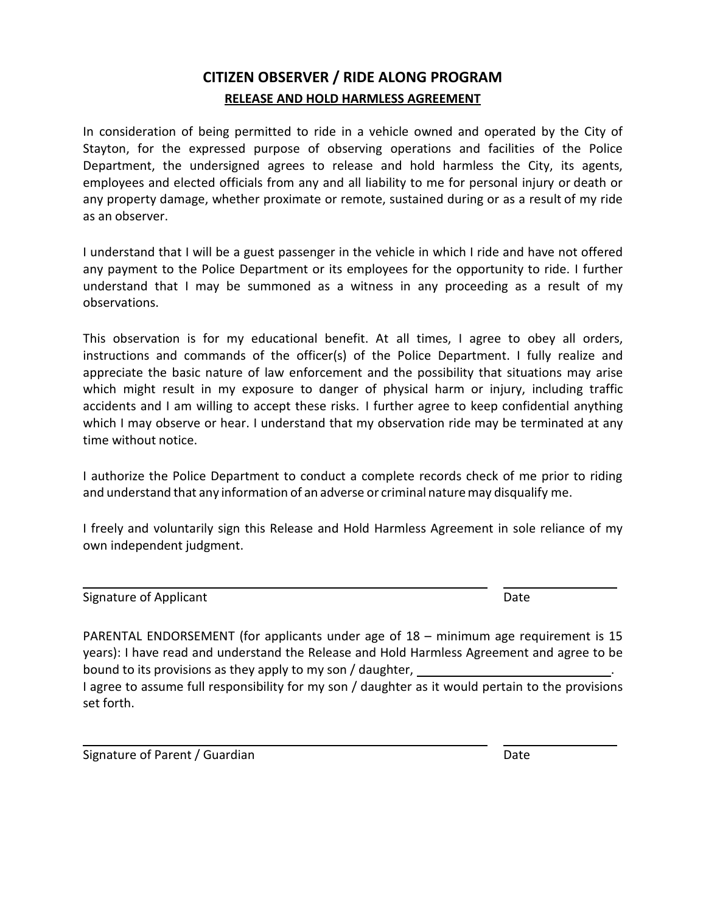# CITIZEN OBSERVER / RIDE ALONG PROGRAM

## RELEASE AND HOLD HARMLESS AGREEMENT

In consideration of being permitted to ride in a vehicle owned and operated by the City of Stayton, for the expressed purpose of observing operations and facilities of the Police Department, the undersigned agrees to release and hold harmless the City, its agents, employees and elected officials from any and all liability to me for personal injury or death or any property damage, whether proximate or remote, sustained during or as a result of my ride as an observer.

I understand that I will be a guest passenger in the vehicle in which I ride and have not offered any payment to the Police Department or its employees for the opportunity to ride. I further understand that I may be summoned as a witness in any proceeding as a result of my observations.

This observation is for my educational benefit. At all times, I agree to obey all orders, instructions and commands of the officer(s) of the Police Department. I fully realize and appreciate the basic nature of law enforcement and the possibility that situations may arise which might result in my exposure to danger of physical harm or injury, including traffic accidents and I am willing to accept these risks. I further agree to keep confidential anything which I may observe or hear. I understand that my observation ride may be terminated at any time without notice.

I authorize the Police Department to conduct a complete records check of me prior to riding and understand that any information of an adverse or criminal nature may disqualify me.

I freely and voluntarily sign this Release and Hold Harmless Agreement in sole reliance of my own independent judgment.

______________________________________________ ________________

Signature of Applicant Date

PARENTAL ENDORSEMENT (for applicants under age of 18 – minimum age requirement is 15 years): I have read and understand the Release and Hold Harmless Agreement and agree to be bound to its provisions as they apply to my son / daughter, ____________________________.
I agree to assume full responsibility for my son / daughter as it would pertain to the provisions set forth.

______________________________________________ ________________

Signature of Parent / Guardian Date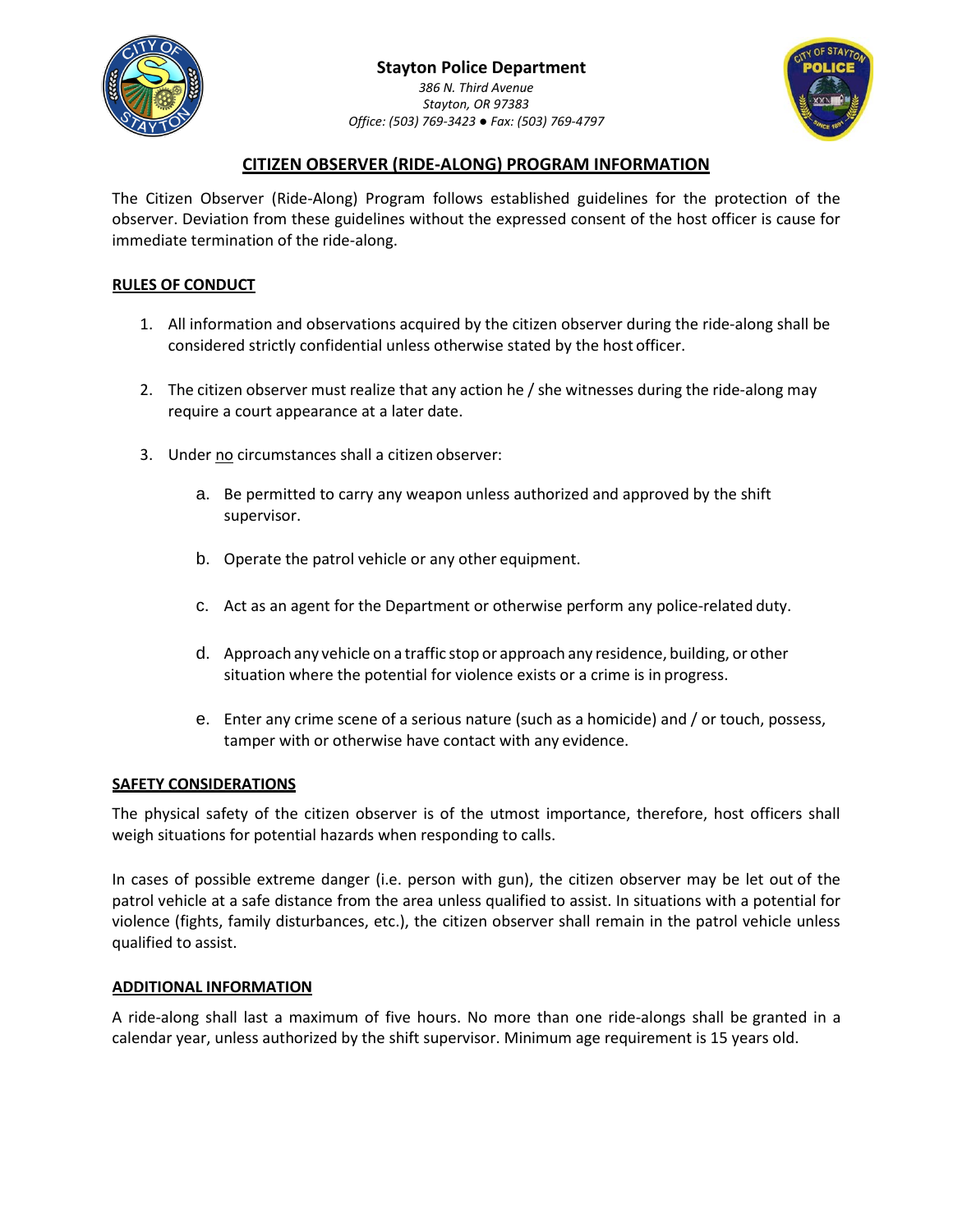**Stayton Police Department**

*386 N. Third Avenue*
*Stayton, OR 97383*
*Office: (503) 769-3423 ● Fax: (503) 769-4797*

## CITIZEN OBSERVER (RIDE-ALONG) PROGRAM INFORMATION

The Citizen Observer (Ride-Along) Program follows established guidelines for the protection of the observer. Deviation from these guidelines without the expressed consent of the host officer is cause for immediate termination of the ride-along.

### RULES OF CONDUCT

1. All information and observations acquired by the citizen observer during the ride-along shall be considered strictly confidential unless otherwise stated by the host officer.

2. The citizen observer must realize that any action he / she witnesses during the ride-along may require a court appearance at a later date.

3. Under no circumstances shall a citizen observer:

   a. Be permitted to carry any weapon unless authorized and approved by the shift supervisor.

   b. Operate the patrol vehicle or any other equipment.

   c. Act as an agent for the Department or otherwise perform any police-related duty.

   d. Approach any vehicle on a traffic stop or approach any residence, building, or other situation where the potential for violence exists or a crime is in progress.

   e. Enter any crime scene of a serious nature (such as a homicide) and / or touch, possess, tamper with or otherwise have contact with any evidence.

### SAFETY CONSIDERATIONS

The physical safety of the citizen observer is of the utmost importance, therefore, host officers shall weigh situations for potential hazards when responding to calls.

In cases of possible extreme danger (i.e. person with gun), the citizen observer may be let out of the patrol vehicle at a safe distance from the area unless qualified to assist. In situations with a potential for violence (fights, family disturbances, etc.), the citizen observer shall remain in the patrol vehicle unless qualified to assist.

### ADDITIONAL INFORMATION

A ride-along shall last a maximum of five hours. No more than one ride-alongs shall be granted in a calendar year, unless authorized by the shift supervisor. Minimum age requirement is 15 years old.